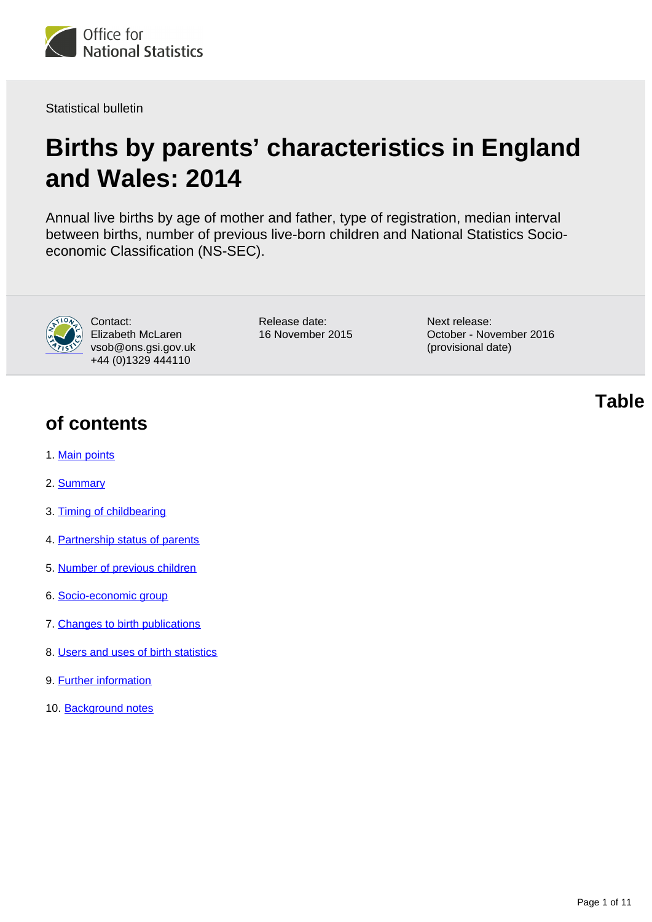Statistical bulletin

# Births by parents' characteristics in England and Wales: 2014

Annual live births by age of mother and father, type of registration, median interval between births, number of previous live-born children and National Statistics Socio-economic Classification (NS-SEC).

Contact:
Elizabeth McLaren
vsob@ons.gsi.gov.uk
+44 (0)1329 444110

Release date:
16 November 2015

Next release:
October - November 2016 (provisional date)

## Table of contents

1. Main points
2. Summary
3. Timing of childbearing
4. Partnership status of parents
5. Number of previous children
6. Socio-economic group
7. Changes to birth publications
8. Users and uses of birth statistics
9. Further information
10. Background notes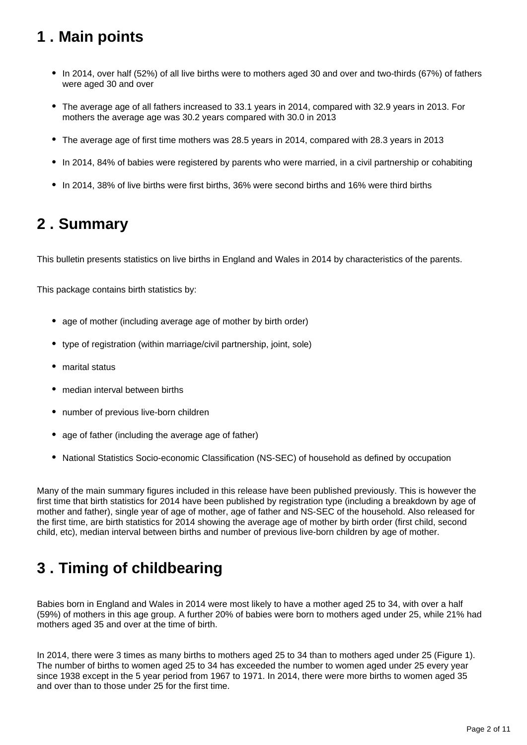## 1 . Main points

- In 2014, over half (52%) of all live births were to mothers aged 30 and over and two-thirds (67%) of fathers were aged 30 and over
- The average age of all fathers increased to 33.1 years in 2014, compared with 32.9 years in 2013. For mothers the average age was 30.2 years compared with 30.0 in 2013
- The average age of first time mothers was 28.5 years in 2014, compared with 28.3 years in 2013
- In 2014, 84% of babies were registered by parents who were married, in a civil partnership or cohabiting
- In 2014, 38% of live births were first births, 36% were second births and 16% were third births

## 2 . Summary

This bulletin presents statistics on live births in England and Wales in 2014 by characteristics of the parents.

This package contains birth statistics by:

- age of mother (including average age of mother by birth order)
- type of registration (within marriage/civil partnership, joint, sole)
- marital status
- median interval between births
- number of previous live-born children
- age of father (including the average age of father)
- National Statistics Socio-economic Classification (NS-SEC) of household as defined by occupation

Many of the main summary figures included in this release have been published previously. This is however the first time that birth statistics for 2014 have been published by registration type (including a breakdown by age of mother and father), single year of age of mother, age of father and NS-SEC of the household. Also released for the first time, are birth statistics for 2014 showing the average age of mother by birth order (first child, second child, etc), median interval between births and number of previous live-born children by age of mother.

## 3 . Timing of childbearing

Babies born in England and Wales in 2014 were most likely to have a mother aged 25 to 34, with over a half (59%) of mothers in this age group. A further 20% of babies were born to mothers aged under 25, while 21% had mothers aged 35 and over at the time of birth.

In 2014, there were 3 times as many births to mothers aged 25 to 34 than to mothers aged under 25 (Figure 1). The number of births to women aged 25 to 34 has exceeded the number to women aged under 25 every year since 1938 except in the 5 year period from 1967 to 1971. In 2014, there were more births to women aged 35 and over than to those under 25 for the first time.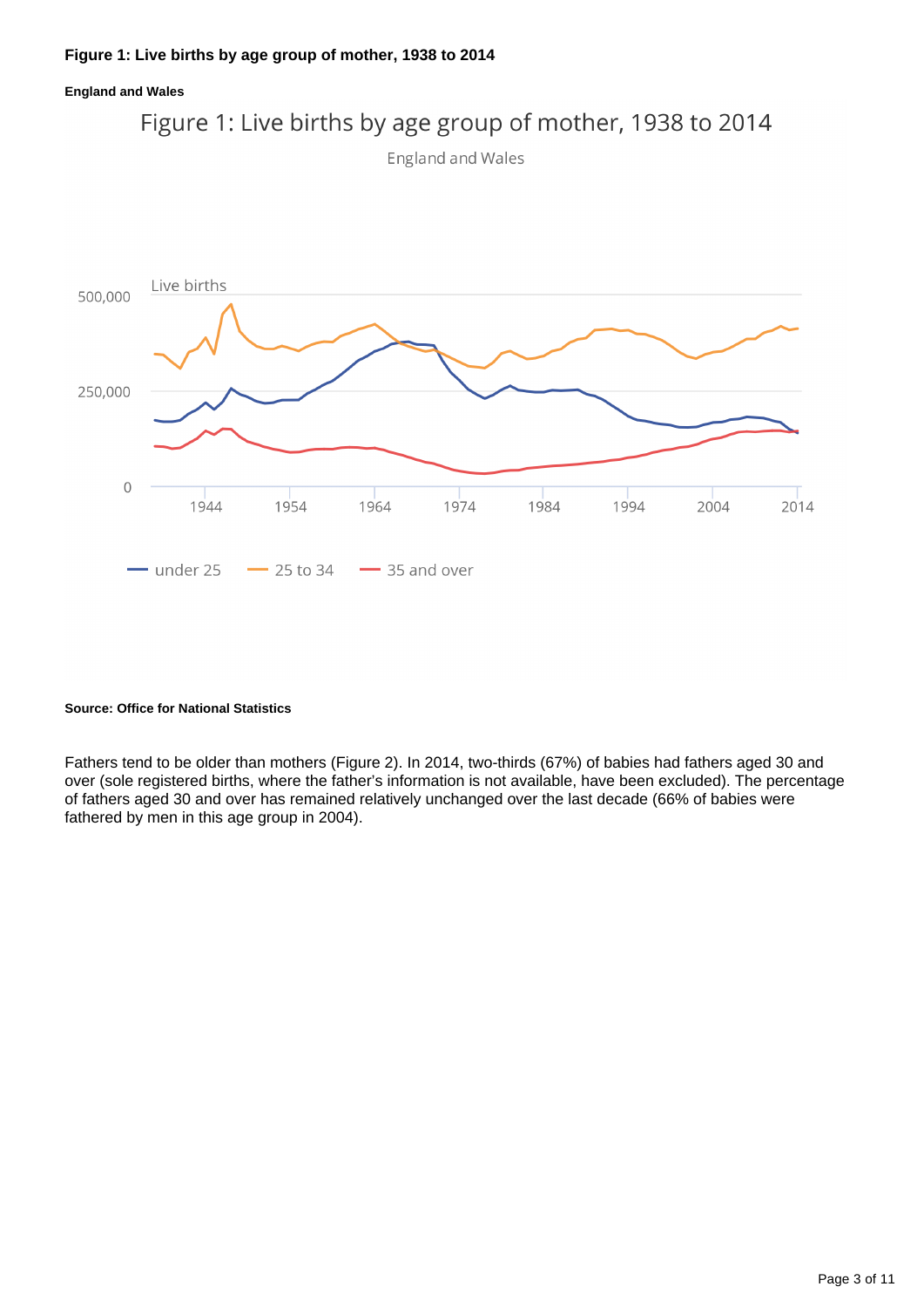**Figure 1: Live births by age group of mother, 1938 to 2014**

**England and Wales**

Figure 1: Live births by age group of mother, 1938 to 2014

England and Wales

Live births

500,000

250,000

0

1944 1954 1964 1974 1984 1994 2004 2014

under 25 | 25 to 34 | 35 and over

**Source: Office for National Statistics**

Fathers tend to be older than mothers (Figure 2). In 2014, two-thirds (67%) of babies had fathers aged 30 and over (sole registered births, where the father's information is not available, have been excluded). The percentage of fathers aged 30 and over has remained relatively unchanged over the last decade (66% of babies were fathered by men in this age group in 2004).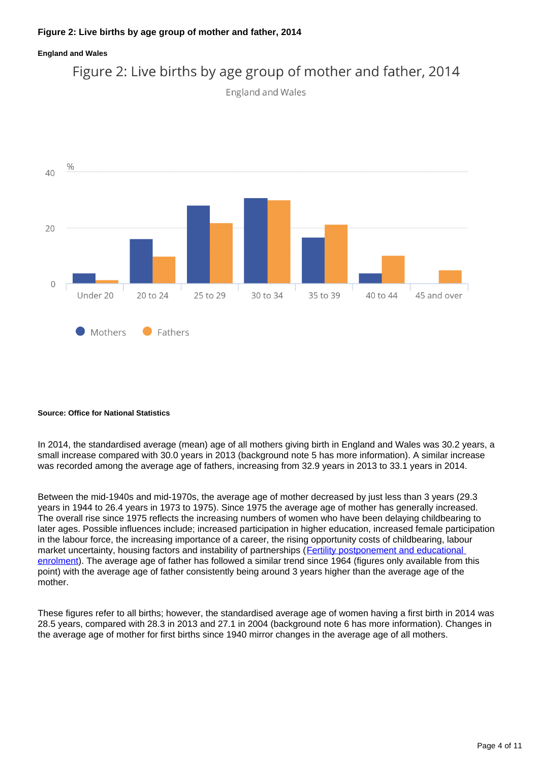**Figure 2: Live births by age group of mother and father, 2014**

**England and Wales**

**Source: Office for National Statistics**

In 2014, the standardised average (mean) age of all mothers giving birth in England and Wales was 30.2 years, a small increase compared with 30.0 years in 2013 (background note 5 has more information). A similar increase was recorded among the average age of fathers, increasing from 32.9 years in 2013 to 33.1 years in 2014.

Between the mid-1940s and mid-1970s, the average age of mother decreased by just less than 3 years (29.3 years in 1944 to 26.4 years in 1973 to 1975). Since 1975 the average age of mother has generally increased. The overall rise since 1975 reflects the increasing numbers of women who have been delaying childbearing to later ages. Possible influences include; increased participation in higher education, increased female participation in the labour force, the increasing importance of a career, the rising opportunity costs of childbearing, labour market uncertainty, housing factors and instability of partnerships (Fertility postponement and educational enrolment). The average age of father has followed a similar trend since 1964 (figures only available from this point) with the average age of father consistently being around 3 years higher than the average age of the mother.

These figures refer to all births; however, the standardised average age of women having a first birth in 2014 was 28.5 years, compared with 28.3 in 2013 and 27.1 in 2004 (background note 6 has more information). Changes in the average age of mother for first births since 1940 mirror changes in the average age of all mothers.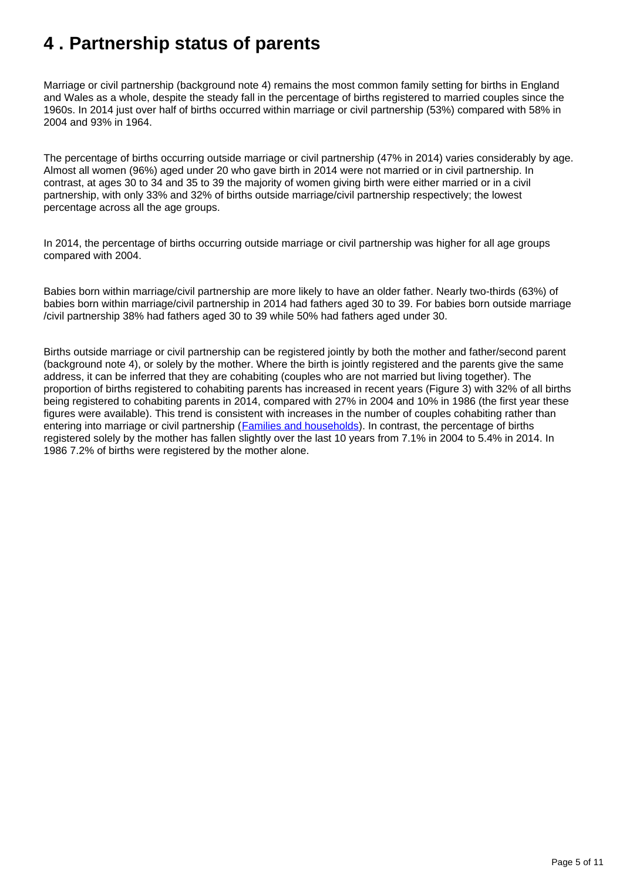# 4 . Partnership status of parents

Marriage or civil partnership (background note 4) remains the most common family setting for births in England and Wales as a whole, despite the steady fall in the percentage of births registered to married couples since the 1960s. In 2014 just over half of births occurred within marriage or civil partnership (53%) compared with 58% in 2004 and 93% in 1964.

The percentage of births occurring outside marriage or civil partnership (47% in 2014) varies considerably by age. Almost all women (96%) aged under 20 who gave birth in 2014 were not married or in civil partnership. In contrast, at ages 30 to 34 and 35 to 39 the majority of women giving birth were either married or in a civil partnership, with only 33% and 32% of births outside marriage/civil partnership respectively; the lowest percentage across all the age groups.

In 2014, the percentage of births occurring outside marriage or civil partnership was higher for all age groups compared with 2004.

Babies born within marriage/civil partnership are more likely to have an older father. Nearly two-thirds (63%) of babies born within marriage/civil partnership in 2014 had fathers aged 30 to 39. For babies born outside marriage /civil partnership 38% had fathers aged 30 to 39 while 50% had fathers aged under 30.

Births outside marriage or civil partnership can be registered jointly by both the mother and father/second parent (background note 4), or solely by the mother. Where the birth is jointly registered and the parents give the same address, it can be inferred that they are cohabiting (couples who are not married but living together). The proportion of births registered to cohabiting parents has increased in recent years (Figure 3) with 32% of all births being registered to cohabiting parents in 2014, compared with 27% in 2004 and 10% in 1986 (the first year these figures were available). This trend is consistent with increases in the number of couples cohabiting rather than entering into marriage or civil partnership ([Families and households]). In contrast, the percentage of births registered solely by the mother has fallen slightly over the last 10 years from 7.1% in 2004 to 5.4% in 2014. In 1986 7.2% of births were registered by the mother alone.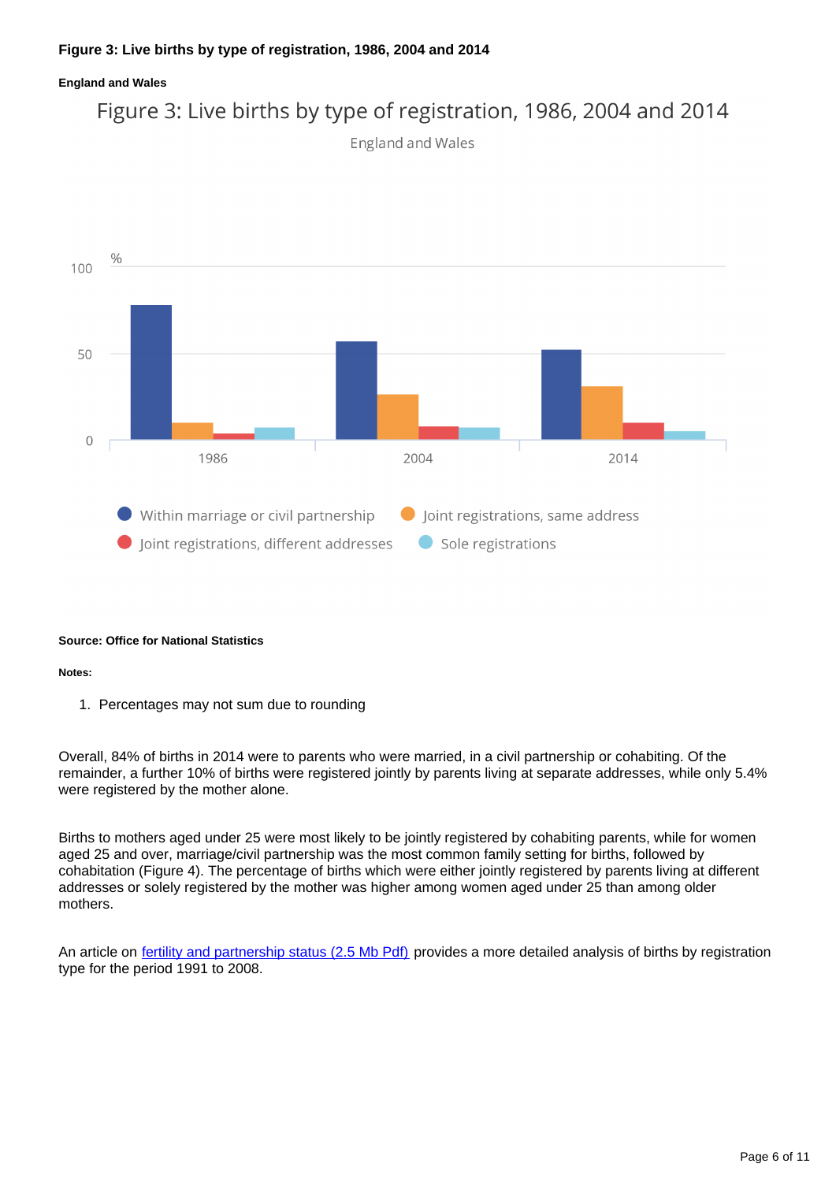**Figure 3: Live births by type of registration, 1986, 2004 and 2014**

**England and Wales**

Figure 3: Live births by type of registration, 1986, 2004 and 2014

England and Wales

**Source: Office for National Statistics**

**Notes:**

1. Percentages may not sum due to rounding

Overall, 84% of births in 2014 were to parents who were married, in a civil partnership or cohabiting. Of the remainder, a further 10% of births were registered jointly by parents living at separate addresses, while only 5.4% were registered by the mother alone.

Births to mothers aged under 25 were most likely to be jointly registered by cohabiting parents, while for women aged 25 and over, marriage/civil partnership was the most common family setting for births, followed by cohabitation (Figure 4). The percentage of births which were either jointly registered by parents living at different addresses or solely registered by the mother was higher among women aged under 25 than among older mothers.

An article on fertility and partnership status (2.5 Mb Pdf) provides a more detailed analysis of births by registration type for the period 1991 to 2008.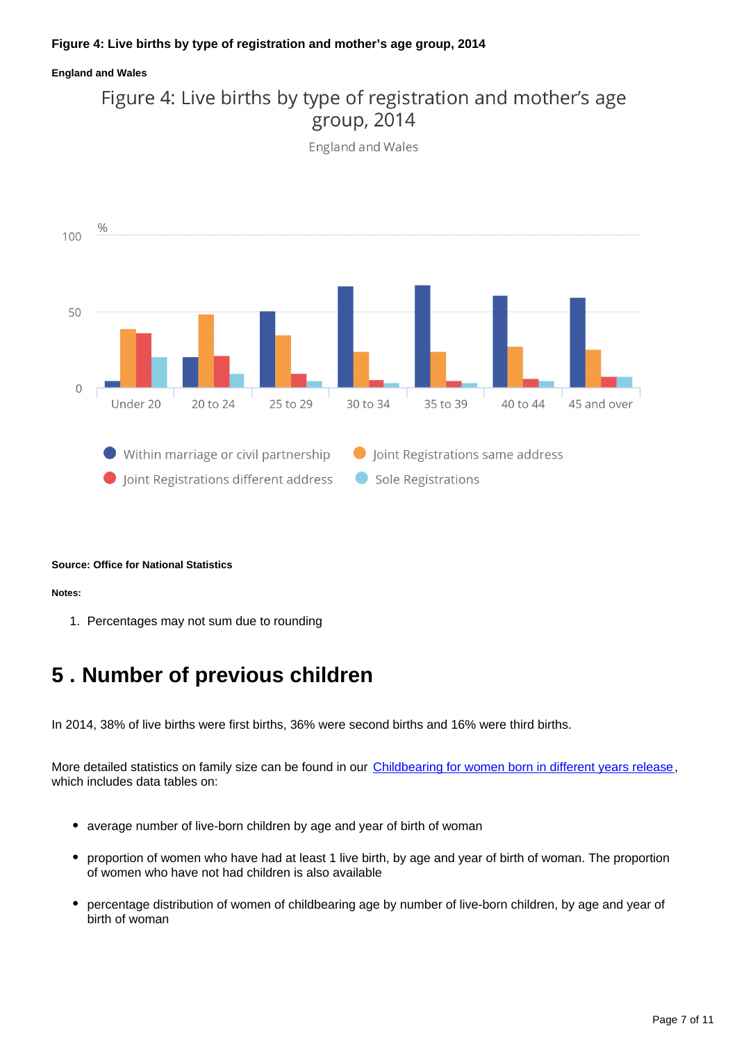**Figure 4: Live births by type of registration and mother's age group, 2014**

**England and Wales**

**Source: Office for National Statistics**

**Notes:**

1. Percentages may not sum due to rounding

## 5 . Number of previous children

In 2014, 38% of live births were first births, 36% were second births and 16% were third births.

More detailed statistics on family size can be found in our [Childbearing for women born in different years release](), which includes data tables on:

- average number of live-born children by age and year of birth of woman
- proportion of women who have had at least 1 live birth, by age and year of birth of woman. The proportion of women who have not had children is also available
- percentage distribution of women of childbearing age by number of live-born children, by age and year of birth of woman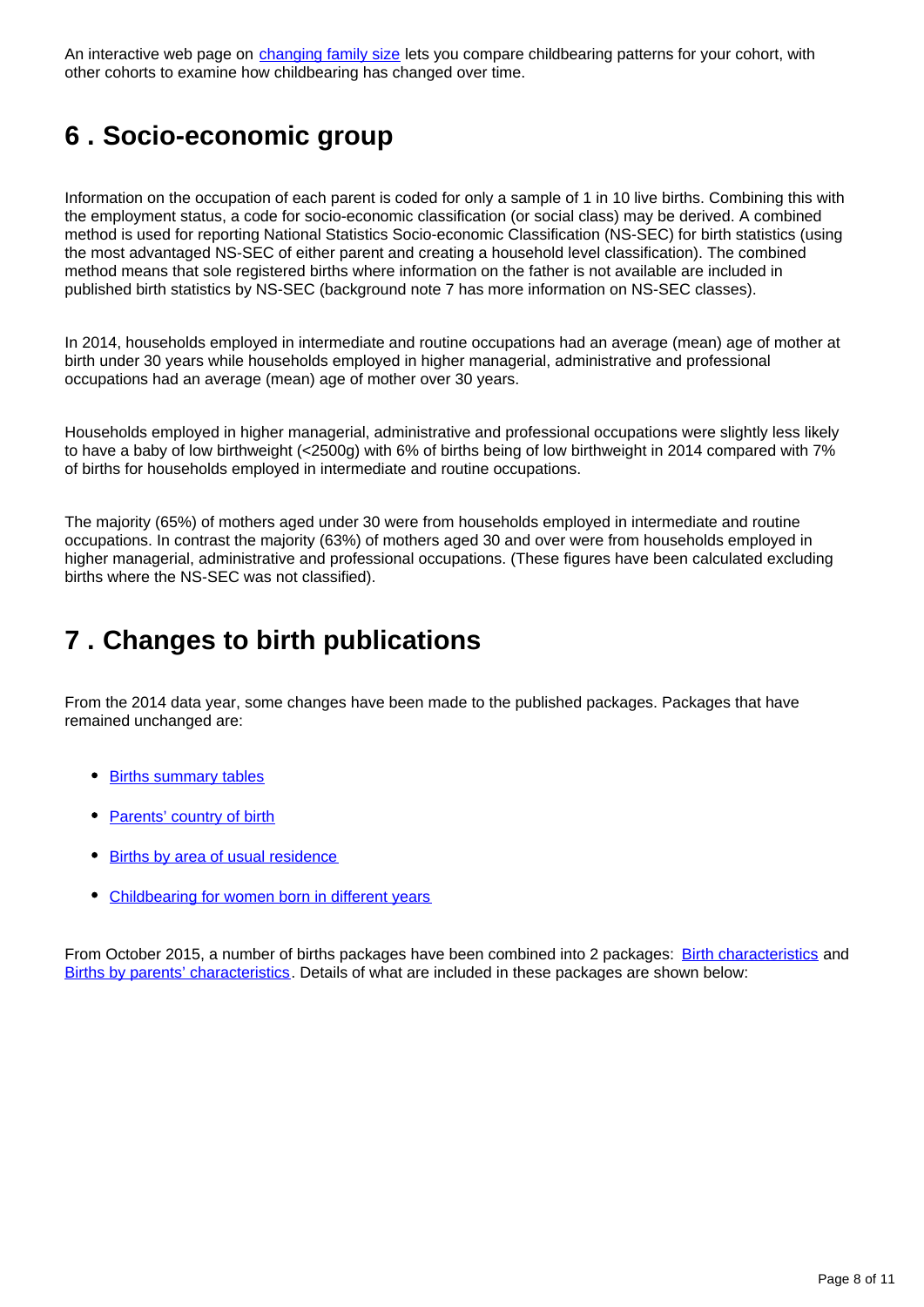An interactive web page on [changing family size](#) lets you compare childbearing patterns for your cohort, with other cohorts to examine how childbearing has changed over time.

## 6 . Socio-economic group

Information on the occupation of each parent is coded for only a sample of 1 in 10 live births. Combining this with the employment status, a code for socio-economic classification (or social class) may be derived. A combined method is used for reporting National Statistics Socio-economic Classification (NS-SEC) for birth statistics (using the most advantaged NS-SEC of either parent and creating a household level classification). The combined method means that sole registered births where information on the father is not available are included in published birth statistics by NS-SEC (background note 7 has more information on NS-SEC classes).

In 2014, households employed in intermediate and routine occupations had an average (mean) age of mother at birth under 30 years while households employed in higher managerial, administrative and professional occupations had an average (mean) age of mother over 30 years.

Households employed in higher managerial, administrative and professional occupations were slightly less likely to have a baby of low birthweight (<2500g) with 6% of births being of low birthweight in 2014 compared with 7% of births for households employed in intermediate and routine occupations.

The majority (65%) of mothers aged under 30 were from households employed in intermediate and routine occupations. In contrast the majority (63%) of mothers aged 30 and over were from households employed in higher managerial, administrative and professional occupations. (These figures have been calculated excluding births where the NS-SEC was not classified).

## 7 . Changes to birth publications

From the 2014 data year, some changes have been made to the published packages. Packages that have remained unchanged are:

- Births summary tables
- Parents' country of birth
- Births by area of usual residence
- Childbearing for women born in different years

From October 2015, a number of births packages have been combined into 2 packages: Birth characteristics and Births by parents' characteristics. Details of what are included in these packages are shown below: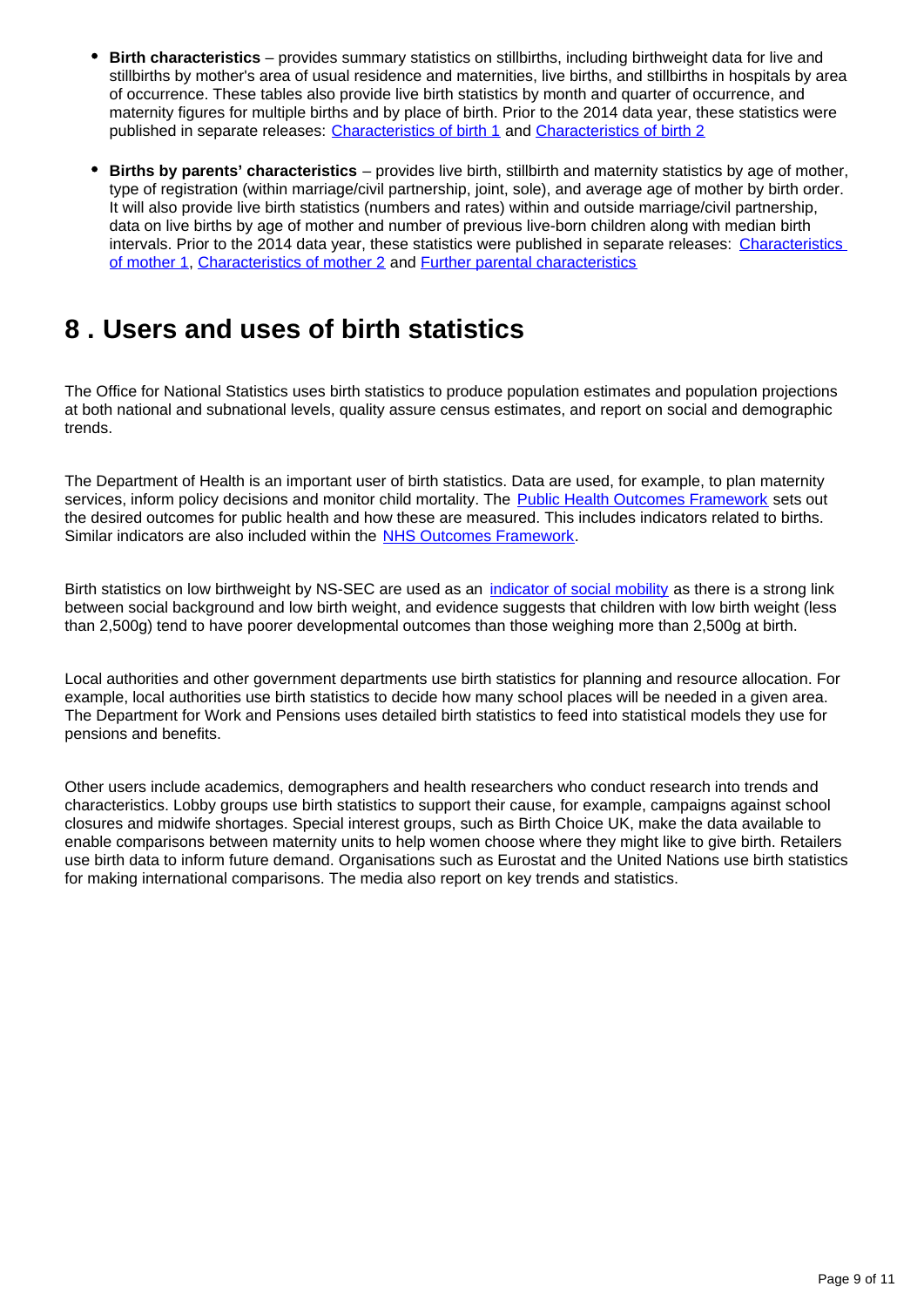- **Birth characteristics** – provides summary statistics on stillbirths, including birthweight data for live and stillbirths by mother's area of usual residence and maternities, live births, and stillbirths in hospitals by area of occurrence. These tables also provide live birth statistics by month and quarter of occurrence, and maternity figures for multiple births and by place of birth. Prior to the 2014 data year, these statistics were published in separate releases: Characteristics of birth 1 and Characteristics of birth 2

- **Births by parents' characteristics** – provides live birth, stillbirth and maternity statistics by age of mother, type of registration (within marriage/civil partnership, joint, sole), and average age of mother by birth order. It will also provide live birth statistics (numbers and rates) within and outside marriage/civil partnership, data on live births by age of mother and number of previous live-born children along with median birth intervals. Prior to the 2014 data year, these statistics were published in separate releases: Characteristics of mother 1, Characteristics of mother 2 and Further parental characteristics

## 8 . Users and uses of birth statistics

The Office for National Statistics uses birth statistics to produce population estimates and population projections at both national and subnational levels, quality assure census estimates, and report on social and demographic trends.

The Department of Health is an important user of birth statistics. Data are used, for example, to plan maternity services, inform policy decisions and monitor child mortality. The Public Health Outcomes Framework sets out the desired outcomes for public health and how these are measured. This includes indicators related to births. Similar indicators are also included within the NHS Outcomes Framework.

Birth statistics on low birthweight by NS-SEC are used as an indicator of social mobility as there is a strong link between social background and low birth weight, and evidence suggests that children with low birth weight (less than 2,500g) tend to have poorer developmental outcomes than those weighing more than 2,500g at birth.

Local authorities and other government departments use birth statistics for planning and resource allocation. For example, local authorities use birth statistics to decide how many school places will be needed in a given area. The Department for Work and Pensions uses detailed birth statistics to feed into statistical models they use for pensions and benefits.

Other users include academics, demographers and health researchers who conduct research into trends and characteristics. Lobby groups use birth statistics to support their cause, for example, campaigns against school closures and midwife shortages. Special interest groups, such as Birth Choice UK, make the data available to enable comparisons between maternity units to help women choose where they might like to give birth. Retailers use birth data to inform future demand. Organisations such as Eurostat and the United Nations use birth statistics for making international comparisons. The media also report on key trends and statistics.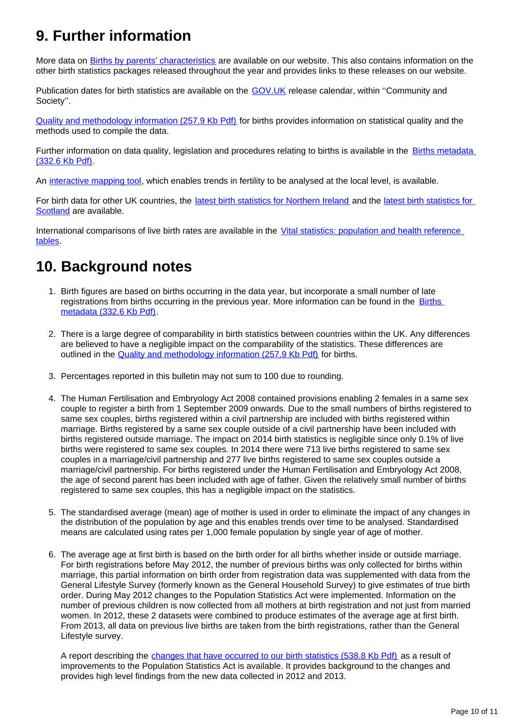## 9. Further information

More data on Births by parents' characteristics are available on our website. This also contains information on the other birth statistics packages released throughout the year and provides links to these releases on our website.

Publication dates for birth statistics are available on the GOV.UK release calendar, within ''Community and Society''.

Quality and methodology information (257.9 Kb Pdf) for births provides information on statistical quality and the methods used to compile the data.

Further information on data quality, legislation and procedures relating to births is available in the Births metadata (332.6 Kb Pdf).

An interactive mapping tool, which enables trends in fertility to be analysed at the local level, is available.

For birth data for other UK countries, the latest birth statistics for Northern Ireland and the latest birth statistics for Scotland are available.

International comparisons of live birth rates are available in the Vital statistics: population and health reference tables.

## 10. Background notes

1. Birth figures are based on births occurring in the data year, but incorporate a small number of late registrations from births occurring in the previous year. More information can be found in the Births metadata (332.6 Kb Pdf).

2. There is a large degree of comparability in birth statistics between countries within the UK. Any differences are believed to have a negligible impact on the comparability of the statistics. These differences are outlined in the Quality and methodology information (257.9 Kb Pdf) for births.

3. Percentages reported in this bulletin may not sum to 100 due to rounding.

4. The Human Fertilisation and Embryology Act 2008 contained provisions enabling 2 females in a same sex couple to register a birth from 1 September 2009 onwards. Due to the small numbers of births registered to same sex couples, births registered within a civil partnership are included with births registered within marriage. Births registered by a same sex couple outside of a civil partnership have been included with births registered outside marriage. The impact on 2014 birth statistics is negligible since only 0.1% of live births were registered to same sex couples. In 2014 there were 713 live births registered to same sex couples in a marriage/civil partnership and 277 live births registered to same sex couples outside a marriage/civil partnership. For births registered under the Human Fertilisation and Embryology Act 2008, the age of second parent has been included with age of father. Given the relatively small number of births registered to same sex couples, this has a negligible impact on the statistics.

5. The standardised average (mean) age of mother is used in order to eliminate the impact of any changes in the distribution of the population by age and this enables trends over time to be analysed. Standardised means are calculated using rates per 1,000 female population by single year of age of mother.

6. The average age at first birth is based on the birth order for all births whether inside or outside marriage. For birth registrations before May 2012, the number of previous births was only collected for births within marriage, this partial information on birth order from registration data was supplemented with data from the General Lifestyle Survey (formerly known as the General Household Survey) to give estimates of true birth order. During May 2012 changes to the Population Statistics Act were implemented. Information on the number of previous children is now collected from all mothers at birth registration and not just from married women. In 2012, these 2 datasets were combined to produce estimates of the average age at first birth. From 2013, all data on previous live births are taken from the birth registrations, rather than the General Lifestyle survey.

   A report describing the changes that have occurred to our birth statistics (538.8 Kb Pdf) as a result of improvements to the Population Statistics Act is available. It provides background to the changes and provides high level findings from the new data collected in 2012 and 2013.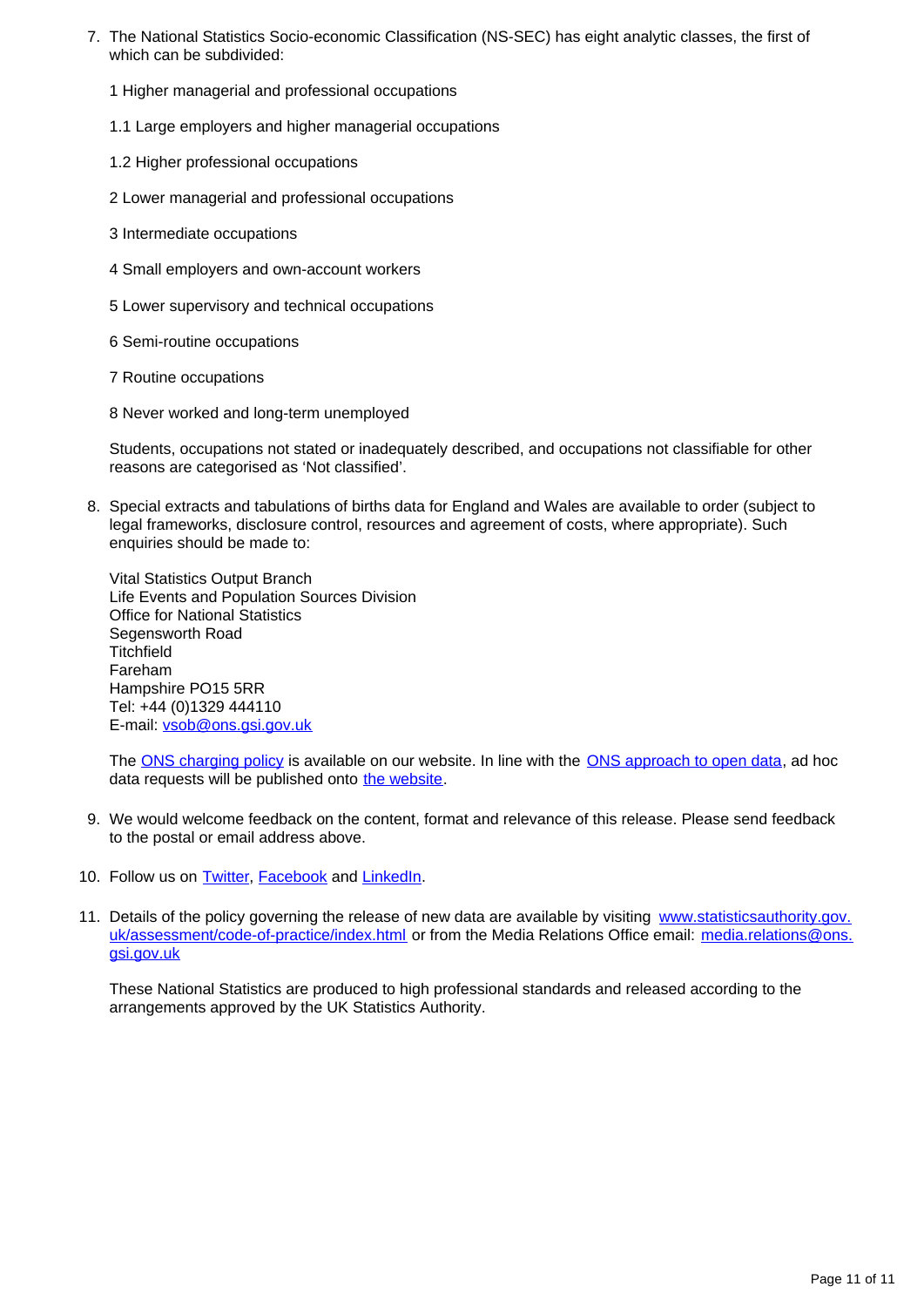7. The National Statistics Socio-economic Classification (NS-SEC) has eight analytic classes, the first of which can be subdivided:

   1 Higher managerial and professional occupations

   1.1 Large employers and higher managerial occupations

   1.2 Higher professional occupations

   2 Lower managerial and professional occupations

   3 Intermediate occupations

   4 Small employers and own-account workers

   5 Lower supervisory and technical occupations

   6 Semi-routine occupations

   7 Routine occupations

   8 Never worked and long-term unemployed

   Students, occupations not stated or inadequately described, and occupations not classifiable for other reasons are categorised as 'Not classified'.

8. Special extracts and tabulations of births data for England and Wales are available to order (subject to legal frameworks, disclosure control, resources and agreement of costs, where appropriate). Such enquiries should be made to:

   Vital Statistics Output Branch
   Life Events and Population Sources Division
   Office for National Statistics
   Segensworth Road
   Titchfield
   Fareham
   Hampshire PO15 5RR
   Tel: +44 (0)1329 444110
   E-mail: vsob@ons.gsi.gov.uk

   The ONS charging policy is available on our website. In line with the ONS approach to open data, ad hoc data requests will be published onto the website.

9. We would welcome feedback on the content, format and relevance of this release. Please send feedback to the postal or email address above.

10. Follow us on Twitter, Facebook and LinkedIn.

11. Details of the policy governing the release of new data are available by visiting www.statisticsauthority.gov.uk/assessment/code-of-practice/index.html or from the Media Relations Office email: media.relations@ons.gsi.gov.uk

    These National Statistics are produced to high professional standards and released according to the arrangements approved by the UK Statistics Authority.